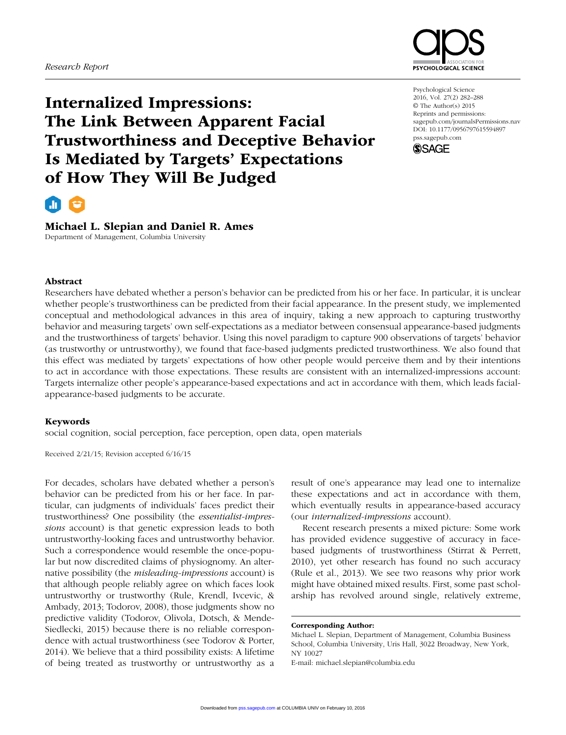Research Report

# Internalized Impressions: The Link Between Apparent Facial Trustworthiness and Deceptive Behavior Is Mediated by Targets' Expectations of How They Will Be Judged

Psychological Science
2016, Vol. 27(2) 282–288
© The Author(s) 2015
Reprints and permissions: sagepub.com/journalsPermissions.nav
DOI: 10.1177/0956797615594897
pss.sagepub.com

**Michael L. Slepian and Daniel R. Ames**
Department of Management, Columbia University

## Abstract

Researchers have debated whether a person's behavior can be predicted from his or her face. In particular, it is unclear whether people's trustworthiness can be predicted from their facial appearance. In the present study, we implemented conceptual and methodological advances in this area of inquiry, taking a new approach to capturing trustworthy behavior and measuring targets' own self-expectations as a mediator between consensual appearance-based judgments and the trustworthiness of targets' behavior. Using this novel paradigm to capture 900 observations of targets' behavior (as trustworthy or untrustworthy), we found that face-based judgments predicted trustworthiness. We also found that this effect was mediated by targets' expectations of how other people would perceive them and by their intentions to act in accordance with those expectations. These results are consistent with an internalized-impressions account: Targets internalize other people's appearance-based expectations and act in accordance with them, which leads facial-appearance-based judgments to be accurate.

## Keywords

social cognition, social perception, face perception, open data, open materials

Received 2/21/15; Revision accepted 6/16/15

For decades, scholars have debated whether a person's behavior can be predicted from his or her face. In particular, can judgments of individuals' faces predict their trustworthiness? One possibility (the *essentialist-impressions* account) is that genetic expression leads to both untrustworthy-looking faces and untrustworthy behavior. Such a correspondence would resemble the once-popular but now discredited claims of physiognomy. An alternative possibility (the *misleading-impressions* account) is that although people reliably agree on which faces look untrustworthy or trustworthy (Rule, Krendl, Ivcevic, & Ambady, 2013; Todorov, 2008), those judgments show no predictive validity (Todorov, Olivola, Dotsch, & Mende-Siedlecki, 2015) because there is no reliable correspondence with actual trustworthiness (see Todorov & Porter, 2014). We believe that a third possibility exists: A lifetime of being treated as trustworthy or untrustworthy as a result of one's appearance may lead one to internalize these expectations and act in accordance with them, which eventually results in appearance-based accuracy (our *internalized-impressions* account).

Recent research presents a mixed picture: Some work has provided evidence suggestive of accuracy in face-based judgments of trustworthiness (Stirrat & Perrett, 2010), yet other research has found no such accuracy (Rule et al., 2013). We see two reasons why prior work might have obtained mixed results. First, some past scholarship has revolved around single, relatively extreme,

**Corresponding Author:**
Michael L. Slepian, Department of Management, Columbia Business School, Columbia University, Uris Hall, 3022 Broadway, New York, NY 10027
E-mail: michael.slepian@columbia.edu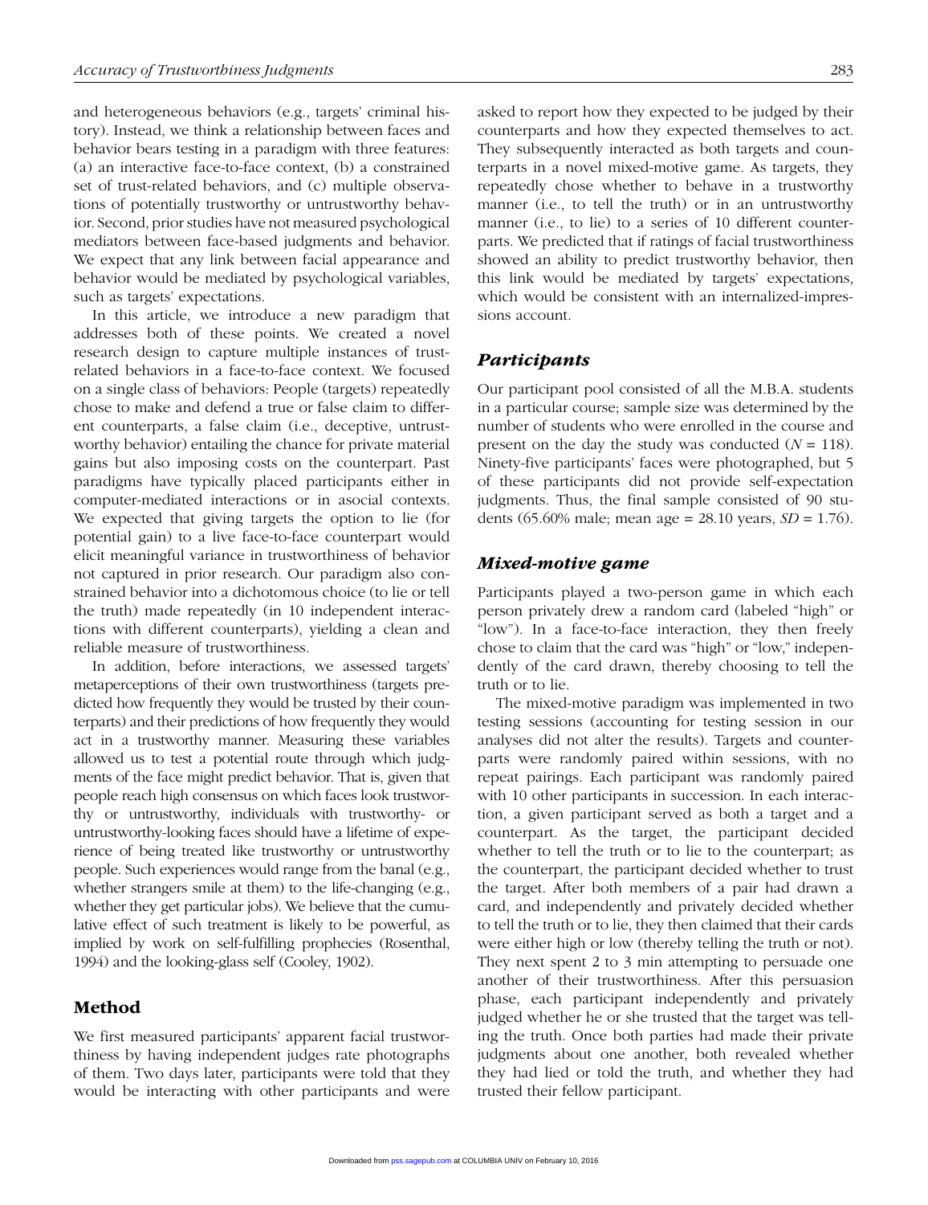and heterogeneous behaviors (e.g., targets' criminal history). Instead, we think a relationship between faces and behavior bears testing in a paradigm with three features: (a) an interactive face-to-face context, (b) a constrained set of trust-related behaviors, and (c) multiple observations of potentially trustworthy or untrustworthy behavior. Second, prior studies have not measured psychological mediators between face-based judgments and behavior. We expect that any link between facial appearance and behavior would be mediated by psychological variables, such as targets' expectations.

In this article, we introduce a new paradigm that addresses both of these points. We created a novel research design to capture multiple instances of trust-related behaviors in a face-to-face context. We focused on a single class of behaviors: People (targets) repeatedly chose to make and defend a true or false claim to different counterparts, a false claim (i.e., deceptive, untrustworthy behavior) entailing the chance for private material gains but also imposing costs on the counterpart. Past paradigms have typically placed participants either in computer-mediated interactions or in asocial contexts. We expected that giving targets the option to lie (for potential gain) to a live face-to-face counterpart would elicit meaningful variance in trustworthiness of behavior not captured in prior research. Our paradigm also constrained behavior into a dichotomous choice (to lie or tell the truth) made repeatedly (in 10 independent interactions with different counterparts), yielding a clean and reliable measure of trustworthiness.

In addition, before interactions, we assessed targets' metaperceptions of their own trustworthiness (targets predicted how frequently they would be trusted by their counterparts) and their predictions of how frequently they would act in a trustworthy manner. Measuring these variables allowed us to test a potential route through which judgments of the face might predict behavior. That is, given that people reach high consensus on which faces look trustworthy or untrustworthy, individuals with trustworthy- or untrustworthy-looking faces should have a lifetime of experience of being treated like trustworthy or untrustworthy people. Such experiences would range from the banal (e.g., whether strangers smile at them) to the life-changing (e.g., whether they get particular jobs). We believe that the cumulative effect of such treatment is likely to be powerful, as implied by work on self-fulfilling prophecies (Rosenthal, 1994) and the looking-glass self (Cooley, 1902).

## Method

We first measured participants' apparent facial trustworthiness by having independent judges rate photographs of them. Two days later, participants were told that they would be interacting with other participants and were asked to report how they expected to be judged by their counterparts and how they expected themselves to act. They subsequently interacted as both targets and counterparts in a novel mixed-motive game. As targets, they repeatedly chose whether to behave in a trustworthy manner (i.e., to tell the truth) or in an untrustworthy manner (i.e., to lie) to a series of 10 different counterparts. We predicted that if ratings of facial trustworthiness showed an ability to predict trustworthy behavior, then this link would be mediated by targets' expectations, which would be consistent with an internalized-impressions account.

### *Participants*

Our participant pool consisted of all the M.B.A. students in a particular course; sample size was determined by the number of students who were enrolled in the course and present on the day the study was conducted ($N$ = 118). Ninety-five participants' faces were photographed, but 5 of these participants did not provide self-expectation judgments. Thus, the final sample consisted of 90 students (65.60% male; mean age = 28.10 years, $SD$ = 1.76).

### *Mixed-motive game*

Participants played a two-person game in which each person privately drew a random card (labeled "high" or "low"). In a face-to-face interaction, they then freely chose to claim that the card was "high" or "low," independently of the card drawn, thereby choosing to tell the truth or to lie.

The mixed-motive paradigm was implemented in two testing sessions (accounting for testing session in our analyses did not alter the results). Targets and counterparts were randomly paired within sessions, with no repeat pairings. Each participant was randomly paired with 10 other participants in succession. In each interaction, a given participant served as both a target and a counterpart. As the target, the participant decided whether to tell the truth or to lie to the counterpart; as the counterpart, the participant decided whether to trust the target. After both members of a pair had drawn a card, and independently and privately decided whether to tell the truth or to lie, they then claimed that their cards were either high or low (thereby telling the truth or not). They next spent 2 to 3 min attempting to persuade one another of their trustworthiness. After this persuasion phase, each participant independently and privately judged whether he or she trusted that the target was telling the truth. Once both parties had made their private judgments about one another, both revealed whether they had lied or told the truth, and whether they had trusted their fellow participant.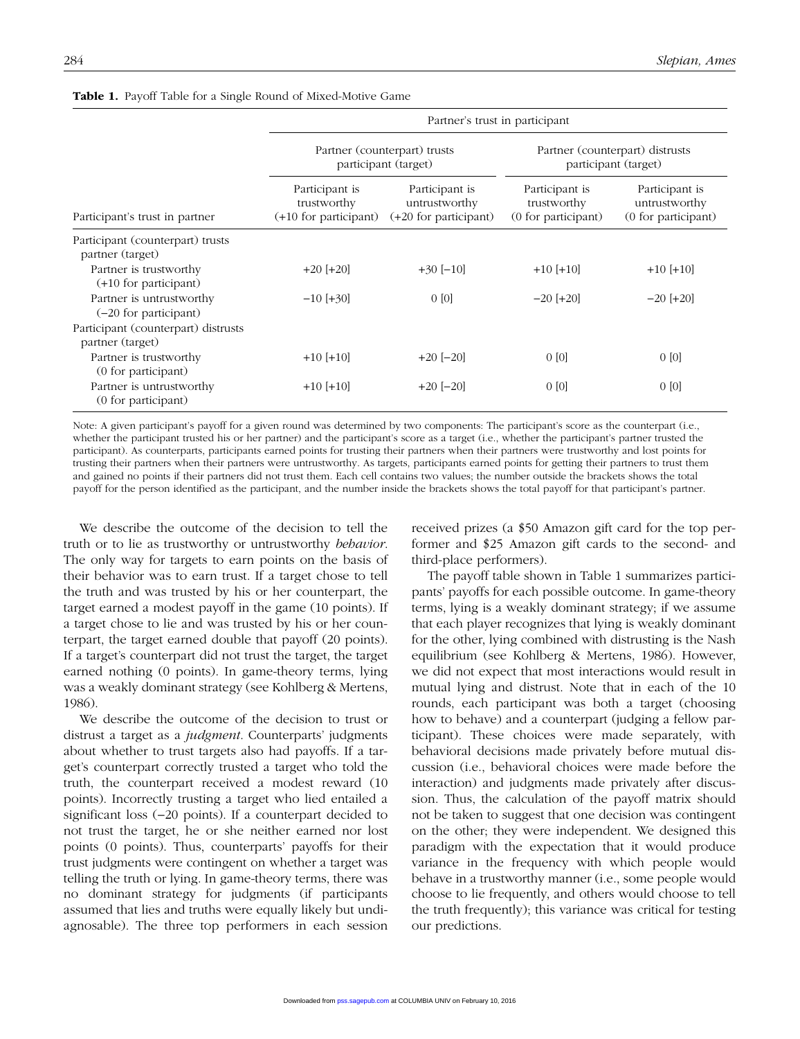**Table 1.** Payoff Table for a Single Round of Mixed-Motive Game

| | Partner's trust in participant | | | |
|---|---|---|---|---|
| | Partner (counterpart) trusts participant (target) | | Partner (counterpart) distrusts participant (target) | |
| Participant's trust in partner | Participant is trustworthy (+10 for participant) | Participant is untrustworthy (+20 for participant) | Participant is trustworthy (0 for participant) | Participant is untrustworthy (0 for participant) |
| Participant (counterpart) trusts partner (target) | | | | |
| Partner is trustworthy (+10 for participant) | +20 [+20] | +30 [−10] | +10 [+10] | +10 [+10] |
| Partner is untrustworthy (−20 for participant) | −10 [+30] | 0 [0] | −20 [+20] | −20 [+20] |
| Participant (counterpart) distrusts partner (target) | | | | |
| Partner is trustworthy (0 for participant) | +10 [+10] | +20 [−20] | 0 [0] | 0 [0] |
| Partner is untrustworthy (0 for participant) | +10 [+10] | +20 [−20] | 0 [0] | 0 [0] |

Note: A given participant's payoff for a given round was determined by two components: The participant's score as the counterpart (i.e., whether the participant trusted his or her partner) and the participant's score as a target (i.e., whether the participant's partner trusted the participant). As counterparts, participants earned points for trusting their partners when their partners were trustworthy and lost points for trusting their partners when their partners were untrustworthy. As targets, participants earned points for getting their partners to trust them and gained no points if their partners did not trust them. Each cell contains two values; the number outside the brackets shows the total payoff for the person identified as the participant, and the number inside the brackets shows the total payoff for that participant's partner.

We describe the outcome of the decision to tell the truth or to lie as trustworthy or untrustworthy *behavior*. The only way for targets to earn points on the basis of their behavior was to earn trust. If a target chose to tell the truth and was trusted by his or her counterpart, the target earned a modest payoff in the game (10 points). If a target chose to lie and was trusted by his or her counterpart, the target earned double that payoff (20 points). If a target's counterpart did not trust the target, the target earned nothing (0 points). In game-theory terms, lying was a weakly dominant strategy (see Kohlberg & Mertens, 1986).

We describe the outcome of the decision to trust or distrust a target as a *judgment*. Counterparts' judgments about whether to trust targets also had payoffs. If a target's counterpart correctly trusted a target who told the truth, the counterpart received a modest reward (10 points). Incorrectly trusting a target who lied entailed a significant loss (−20 points). If a counterpart decided to not trust the target, he or she neither earned nor lost points (0 points). Thus, counterparts' payoffs for their trust judgments were contingent on whether a target was telling the truth or lying. In game-theory terms, there was no dominant strategy for judgments (if participants assumed that lies and truths were equally likely but undiagnosable). The three top performers in each session received prizes (a $50 Amazon gift card for the top performer and $25 Amazon gift cards to the second- and third-place performers).

The payoff table shown in Table 1 summarizes participants' payoffs for each possible outcome. In game-theory terms, lying is a weakly dominant strategy; if we assume that each player recognizes that lying is weakly dominant for the other, lying combined with distrusting is the Nash equilibrium (see Kohlberg & Mertens, 1986). However, we did not expect that most interactions would result in mutual lying and distrust. Note that in each of the 10 rounds, each participant was both a target (choosing how to behave) and a counterpart (judging a fellow participant). These choices were made separately, with behavioral decisions made privately before mutual discussion (i.e., behavioral choices were made before the interaction) and judgments made privately after discussion. Thus, the calculation of the payoff matrix should not be taken to suggest that one decision was contingent on the other; they were independent. We designed this paradigm with the expectation that it would produce variance in the frequency with which people would behave in a trustworthy manner (i.e., some people would choose to lie frequently, and others would choose to tell the truth frequently); this variance was critical for testing our predictions.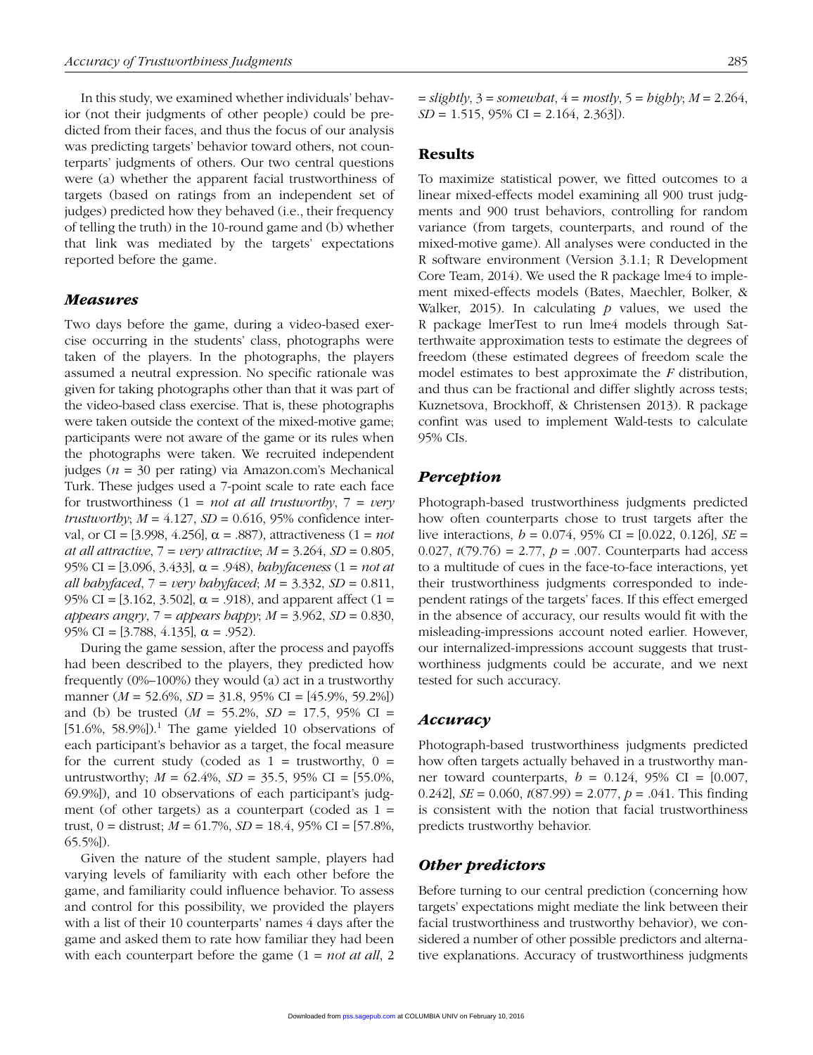In this study, we examined whether individuals' behavior (not their judgments of other people) could be predicted from their faces, and thus the focus of our analysis was predicting targets' behavior toward others, not counterparts' judgments of others. Our two central questions were (a) whether the apparent facial trustworthiness of targets (based on ratings from an independent set of judges) predicted how they behaved (i.e., their frequency of telling the truth) in the 10-round game and (b) whether that link was mediated by the targets' expectations reported before the game.

### *Measures*

Two days before the game, during a video-based exercise occurring in the students' class, photographs were taken of the players. In the photographs, the players assumed a neutral expression. No specific rationale was given for taking photographs other than that it was part of the video-based class exercise. That is, these photographs were taken outside the context of the mixed-motive game; participants were not aware of the game or its rules when the photographs were taken. We recruited independent judges ($n$ = 30 per rating) via Amazon.com's Mechanical Turk. These judges used a 7-point scale to rate each face for trustworthiness (1 = *not at all trustworthy*, 7 = *very trustworthy*; $M$ = 4.127, $SD$ = 0.616, 95% confidence interval, or CI = [3.998, 4.256], $\alpha$ = .887), attractiveness (1 = *not at all attractive*, 7 = *very attractive*; $M$ = 3.264, $SD$ = 0.805, 95% CI = [3.096, 3.433], $\alpha$ = .948), *babyfaceness* (1 = *not at all babyfaced*, 7 = *very babyfaced*; $M$ = 3.332, $SD$ = 0.811, 95% CI = [3.162, 3.502], $\alpha$ = .918), and apparent affect (1 = *appears angry*, 7 = *appears happy*; $M$ = 3.962, $SD$ = 0.830, 95% CI = [3.788, 4.135], $\alpha$ = .952).

During the game session, after the process and payoffs had been described to the players, they predicted how frequently (0%–100%) they would (a) act in a trustworthy manner ($M$ = 52.6%, $SD$ = 31.8, 95% CI = [45.9%, 59.2%]) and (b) be trusted ($M$ = 55.2%, $SD$ = 17.5, 95% CI = [51.6%, 58.9%]).[1] The game yielded 10 observations of each participant's behavior as a target, the focal measure for the current study (coded as 1 = trustworthy, 0 = untrustworthy; $M$ = 62.4%, $SD$ = 35.5, 95% CI = [55.0%, 69.9%]), and 10 observations of each participant's judgment (of other targets) as a counterpart (coded as 1 = trust, 0 = distrust; $M$ = 61.7%, $SD$ = 18.4, 95% CI = [57.8%, 65.5%]).

Given the nature of the student sample, players had varying levels of familiarity with each other before the game, and familiarity could influence behavior. To assess and control for this possibility, we provided the players with a list of their 10 counterparts' names 4 days after the game and asked them to rate how familiar they had been with each counterpart before the game (1 = *not at all*, 2 = *slightly*, 3 = *somewhat*, 4 = *mostly*, 5 = *highly*; $M$ = 2.264, $SD$ = 1.515, 95% CI = 2.164, 2.363]).

## Results

To maximize statistical power, we fitted outcomes to a linear mixed-effects model examining all 900 trust judgments and 900 trust behaviors, controlling for random variance (from targets, counterparts, and round of the mixed-motive game). All analyses were conducted in the R software environment (Version 3.1.1; R Development Core Team, 2014). We used the R package lme4 to implement mixed-effects models (Bates, Maechler, Bolker, & Walker, 2015). In calculating $p$ values, we used the R package lmerTest to run lme4 models through Satterthwaite approximation tests to estimate the degrees of freedom (these estimated degrees of freedom scale the model estimates to best approximate the $F$ distribution, and thus can be fractional and differ slightly across tests; Kuznetsova, Brockhoff, & Christensen 2013). R package confint was used to implement Wald-tests to calculate 95% CIs.

### *Perception*

Photograph-based trustworthiness judgments predicted how often counterparts chose to trust targets after the live interactions, $b$ = 0.074, 95% CI = [0.022, 0.126], $SE$ = 0.027, $t(79.76)$ = 2.77, $p$ = .007. Counterparts had access to a multitude of cues in the face-to-face interactions, yet their trustworthiness judgments corresponded to independent ratings of the targets' faces. If this effect emerged in the absence of accuracy, our results would fit with the misleading-impressions account noted earlier. However, our internalized-impressions account suggests that trustworthiness judgments could be accurate, and we next tested for such accuracy.

### *Accuracy*

Photograph-based trustworthiness judgments predicted how often targets actually behaved in a trustworthy manner toward counterparts, $b$ = 0.124, 95% CI = [0.007, 0.242], $SE$ = 0.060, $t(87.99)$ = 2.077, $p$ = .041. This finding is consistent with the notion that facial trustworthiness predicts trustworthy behavior.

### *Other predictors*

Before turning to our central prediction (concerning how targets' expectations might mediate the link between their facial trustworthiness and trustworthy behavior), we considered a number of other possible predictors and alternative explanations. Accuracy of trustworthiness judgments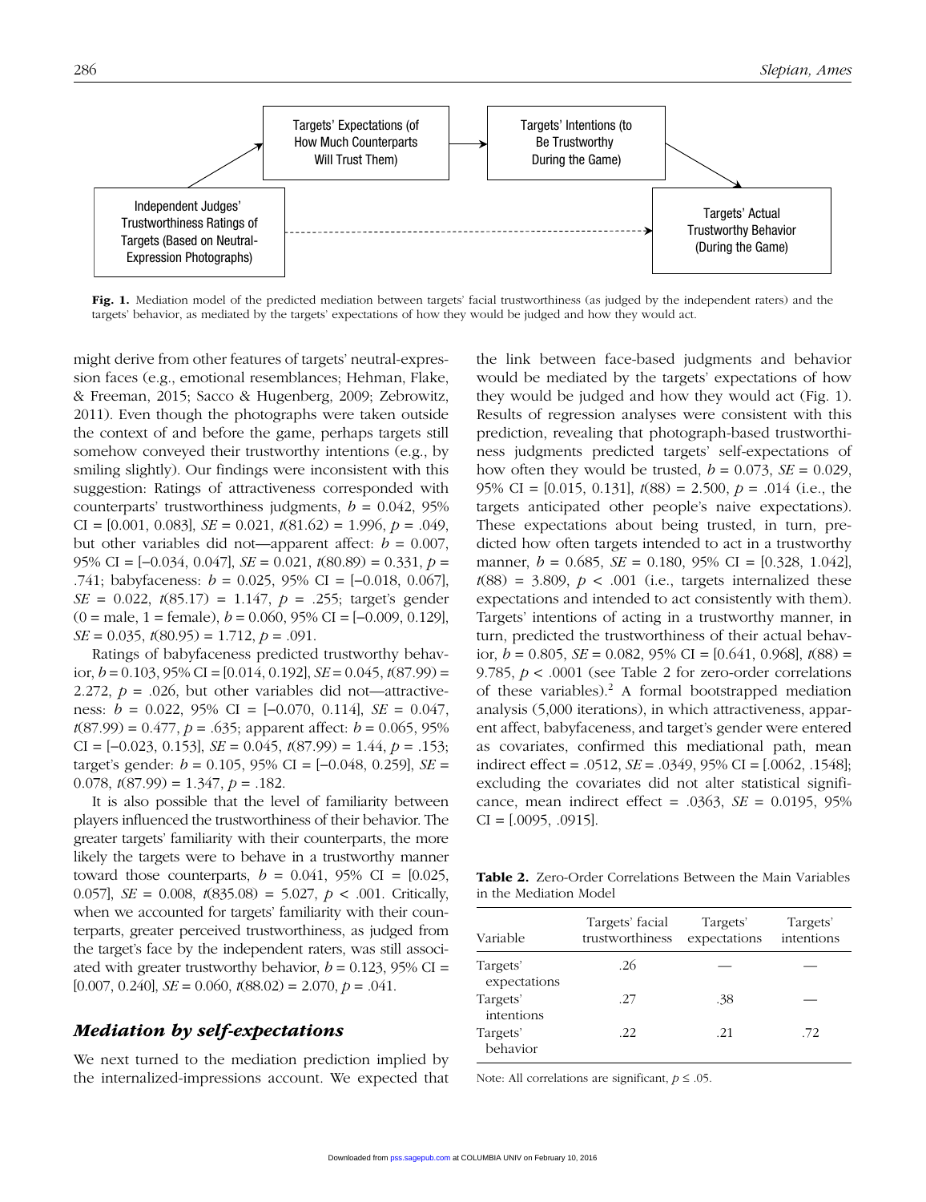Fig. 1. Mediation model of the predicted mediation between targets' facial trustworthiness (as judged by the independent raters) and the targets' behavior, as mediated by the targets' expectations of how they would be judged and how they would act.

might derive from other features of targets' neutral-expression faces (e.g., emotional resemblances; Hehman, Flake, & Freeman, 2015; Sacco & Hugenberg, 2009; Zebrowitz, 2011). Even though the photographs were taken outside the context of and before the game, perhaps targets still somehow conveyed their trustworthy intentions (e.g., by smiling slightly). Our findings were inconsistent with this suggestion: Ratings of attractiveness corresponded with counterparts' trustworthiness judgments, $b = 0.042$, 95% CI = [0.001, 0.083], $SE = 0.021$, $t(81.62) = 1.996$, $p = .049$, but other variables did not—apparent affect: $b = 0.007$, 95% CI = [−0.034, 0.047], $SE = 0.021$, $t(80.89) = 0.331$, $p = .741$; babyfaceness: $b = 0.025$, 95% CI = [−0.018, 0.067], $SE = 0.022$, $t(85.17) = 1.147$, $p = .255$; target's gender (0 = male, 1 = female), $b = 0.060$, 95% CI = [−0.009, 0.129], $SE = 0.035$, $t(80.95) = 1.712$, $p = .091$.

Ratings of babyfaceness predicted trustworthy behavior, $b = 0.103$, 95% CI = [0.014, 0.192], $SE = 0.045$, $t(87.99) = 2.272$, $p = .026$, but other variables did not—attractiveness: $b = 0.022$, 95% CI = [−0.070, 0.114], $SE = 0.047$, $t(87.99) = 0.477$, $p = .635$; apparent affect: $b = 0.065$, 95% CI = [−0.023, 0.153], $SE = 0.045$, $t(87.99) = 1.44$, $p = .153$; target's gender: $b = 0.105$, 95% CI = [−0.048, 0.259], $SE = 0.078$, $t(87.99) = 1.347$, $p = .182$.

It is also possible that the level of familiarity between players influenced the trustworthiness of their behavior. The greater targets' familiarity with their counterparts, the more likely the targets were to behave in a trustworthy manner toward those counterparts, $b = 0.041$, 95% CI = [0.025, 0.057], $SE = 0.008$, $t(835.08) = 5.027$, $p < .001$. Critically, when we accounted for targets' familiarity with their counterparts, greater perceived trustworthiness, as judged from the target's face by the independent raters, was still associated with greater trustworthy behavior, $b = 0.123$, 95% CI = [0.007, 0.240], $SE = 0.060$, $t(88.02) = 2.070$, $p = .041$.

## *Mediation by self-expectations*

We next turned to the mediation prediction implied by the internalized-impressions account. We expected that the link between face-based judgments and behavior would be mediated by the targets' expectations of how they would be judged and how they would act (Fig. 1). Results of regression analyses were consistent with this prediction, revealing that photograph-based trustworthiness judgments predicted targets' self-expectations of how often they would be trusted, $b = 0.073$, $SE = 0.029$, 95% CI = [0.015, 0.131], $t(88) = 2.500$, $p = .014$ (i.e., the targets anticipated other people's naive expectations). These expectations about being trusted, in turn, predicted how often targets intended to act in a trustworthy manner, $b = 0.685$, $SE = 0.180$, 95% CI = [0.328, 1.042], $t(88) = 3.809$, $p < .001$ (i.e., targets internalized these expectations and intended to act consistently with them). Targets' intentions of acting in a trustworthy manner, in turn, predicted the trustworthiness of their actual behavior, $b = 0.805$, $SE = 0.082$, 95% CI = [0.641, 0.968], $t(88) = 9.785$, $p < .0001$ (see Table 2 for zero-order correlations of these variables).[2] A formal bootstrapped mediation analysis (5,000 iterations), in which attractiveness, apparent affect, babyfaceness, and target's gender were entered as covariates, confirmed this mediational path, mean indirect effect = .0512, $SE = .0349$, 95% CI = [.0062, .1548]; excluding the covariates did not alter statistical significance, mean indirect effect = .0363, $SE = 0.0195$, 95% CI = [.0095, .0915].

**Table 2.** Zero-Order Correlations Between the Main Variables in the Mediation Model

| Variable | Targets' facial trustworthiness | Targets' expectations | Targets' intentions |
|---|---|---|---|
| Targets' expectations | .26 | — | — |
| Targets' intentions | .27 | .38 | — |
| Targets' behavior | .22 | .21 | .72 |

Note: All correlations are significant, $p \leq .05$.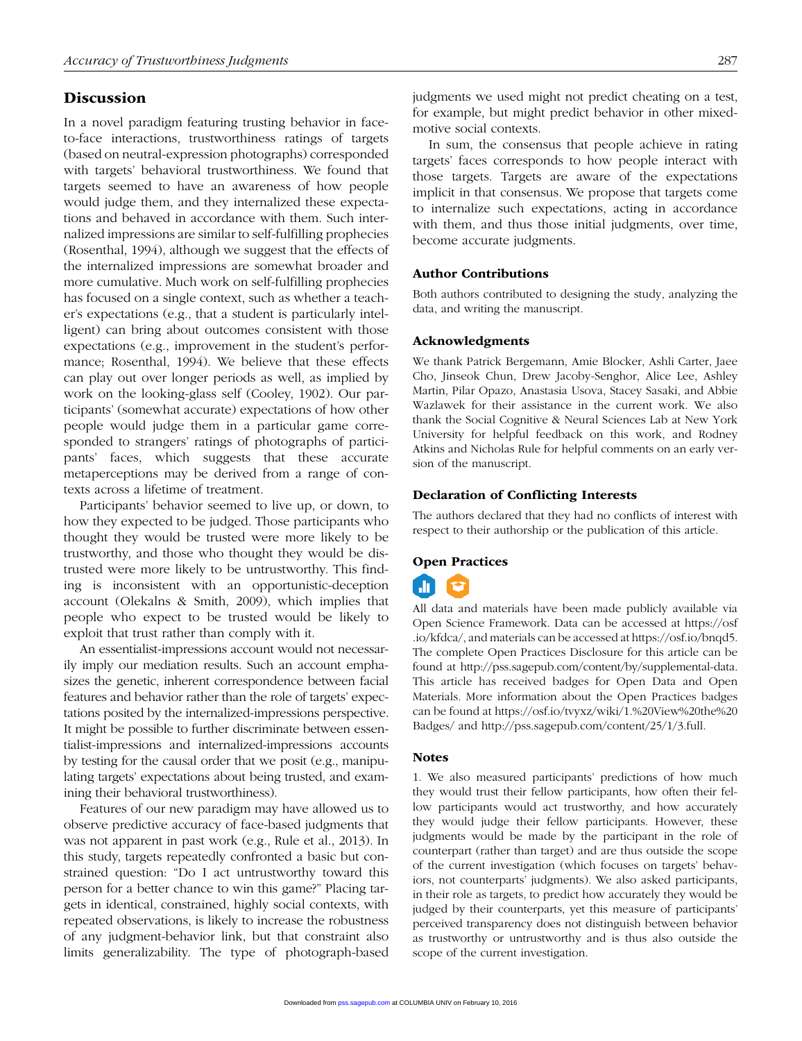## Discussion

In a novel paradigm featuring trusting behavior in face-to-face interactions, trustworthiness ratings of targets (based on neutral-expression photographs) corresponded with targets' behavioral trustworthiness. We found that targets seemed to have an awareness of how people would judge them, and they internalized these expectations and behaved in accordance with them. Such internalized impressions are similar to self-fulfilling prophecies (Rosenthal, 1994), although we suggest that the effects of the internalized impressions are somewhat broader and more cumulative. Much work on self-fulfilling prophecies has focused on a single context, such as whether a teacher's expectations (e.g., that a student is particularly intelligent) can bring about outcomes consistent with those expectations (e.g., improvement in the student's performance; Rosenthal, 1994). We believe that these effects can play out over longer periods as well, as implied by work on the looking-glass self (Cooley, 1902). Our participants' (somewhat accurate) expectations of how other people would judge them in a particular game corresponded to strangers' ratings of photographs of participants' faces, which suggests that these accurate metaperceptions may be derived from a range of contexts across a lifetime of treatment.

Participants' behavior seemed to live up, or down, to how they expected to be judged. Those participants who thought they would be trusted were more likely to be trustworthy, and those who thought they would be distrusted were more likely to be untrustworthy. This finding is inconsistent with an opportunistic-deception account (Olekalns & Smith, 2009), which implies that people who expect to be trusted would be likely to exploit that trust rather than comply with it.

An essentialist-impressions account would not necessarily imply our mediation results. Such an account emphasizes the genetic, inherent correspondence between facial features and behavior rather than the role of targets' expectations posited by the internalized-impressions perspective. It might be possible to further discriminate between essentialist-impressions and internalized-impressions accounts by testing for the causal order that we posit (e.g., manipulating targets' expectations about being trusted, and examining their behavioral trustworthiness).

Features of our new paradigm may have allowed us to observe predictive accuracy of face-based judgments that was not apparent in past work (e.g., Rule et al., 2013). In this study, targets repeatedly confronted a basic but constrained question: "Do I act untrustworthy toward this person for a better chance to win this game?" Placing targets in identical, constrained, highly social contexts, with repeated observations, is likely to increase the robustness of any judgment-behavior link, but that constraint also limits generalizability. The type of photograph-based judgments we used might not predict cheating on a test, for example, but might predict behavior in other mixed-motive social contexts.

In sum, the consensus that people achieve in rating targets' faces corresponds to how people interact with those targets. Targets are aware of the expectations implicit in that consensus. We propose that targets come to internalize such expectations, acting in accordance with them, and thus those initial judgments, over time, become accurate judgments.

### Author Contributions

Both authors contributed to designing the study, analyzing the data, and writing the manuscript.

### Acknowledgments

We thank Patrick Bergemann, Amie Blocker, Ashli Carter, Jaee Cho, Jinseok Chun, Drew Jacoby-Senghor, Alice Lee, Ashley Martin, Pilar Opazo, Anastasia Usova, Stacey Sasaki, and Abbie Wazlawek for their assistance in the current work. We also thank the Social Cognitive & Neural Sciences Lab at New York University for helpful feedback on this work, and Rodney Atkins and Nicholas Rule for helpful comments on an early version of the manuscript.

### Declaration of Conflicting Interests

The authors declared that they had no conflicts of interest with respect to their authorship or the publication of this article.

### Open Practices

All data and materials have been made publicly available via Open Science Framework. Data can be accessed at https://osf.io/kfdca/, and materials can be accessed at https://osf.io/bnqd5. The complete Open Practices Disclosure for this article can be found at http://pss.sagepub.com/content/by/supplemental-data. This article has received badges for Open Data and Open Materials. More information about the Open Practices badges can be found at https://osf.io/tvyxz/wiki/1.%20View%20the%20Badges/ and http://pss.sagepub.com/content/25/1/3.full.

### Notes

1. We also measured participants' predictions of how much they would trust their fellow participants, how often their fellow participants would act trustworthy, and how accurately they would judge their fellow participants. However, these judgments would be made by the participant in the role of counterpart (rather than target) and are thus outside the scope of the current investigation (which focuses on targets' behaviors, not counterparts' judgments). We also asked participants, in their role as targets, to predict how accurately they would be judged by their counterparts, yet this measure of participants' perceived transparency does not distinguish between behavior as trustworthy or untrustworthy and is thus also outside the scope of the current investigation.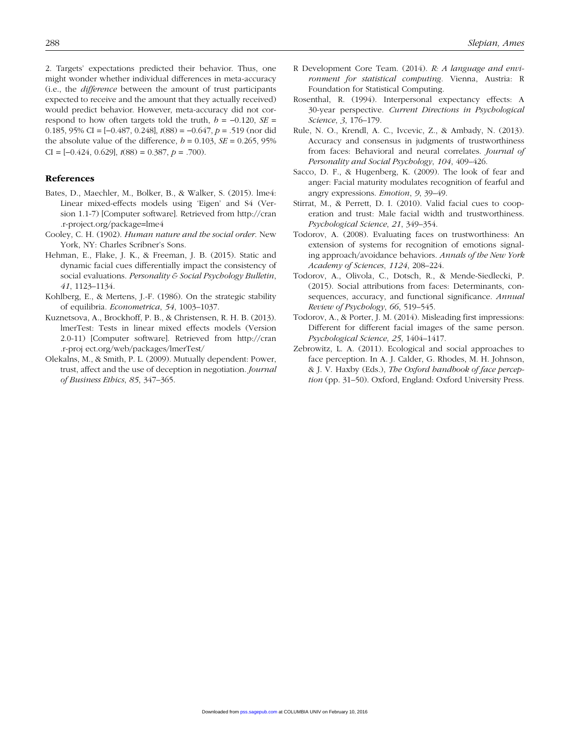2. Targets' expectations predicted their behavior. Thus, one might wonder whether individual differences in meta-accuracy (i.e., the *difference* between the amount of trust participants expected to receive and the amount that they actually received) would predict behavior. However, meta-accuracy did not correspond to how often targets told the truth, $b = -0.120$, $SE = 0.185$, 95% CI = [−0.487, 0.248], $t(88) = -0.647$, $p = .519$ (nor did the absolute value of the difference, $b = 0.103$, $SE = 0.265$, 95% CI = [−0.424, 0.629], $t(88) = 0.387$, $p = .700$).

## References

Bates, D., Maechler, M., Bolker, B., & Walker, S. (2015). lme4: Linear mixed-effects models using 'Eigen' and S4 (Version 1.1-7) [Computer software]. Retrieved from http://cran.r-project.org/package=lme4

Cooley, C. H. (1902). *Human nature and the social order*. New York, NY: Charles Scribner's Sons.

Hehman, E., Flake, J. K., & Freeman, J. B. (2015). Static and dynamic facial cues differentially impact the consistency of social evaluations. *Personality & Social Psychology Bulletin*, *41*, 1123–1134.

Kohlberg, E., & Mertens, J.-F. (1986). On the strategic stability of equilibria. *Econometrica*, *54*, 1003–1037.

Kuznetsova, A., Brockhoff, P. B., & Christensen, R. H. B. (2013). lmerTest: Tests in linear mixed effects models (Version 2.0-11) [Computer software]. Retrieved from http://cran.r-proj ect.org/web/packages/lmerTest/

Olekalns, M., & Smith, P. L. (2009). Mutually dependent: Power, trust, affect and the use of deception in negotiation. *Journal of Business Ethics*, *85*, 347–365.

R Development Core Team. (2014). *R: A language and environment for statistical computing*. Vienna, Austria: R Foundation for Statistical Computing.

Rosenthal, R. (1994). Interpersonal expectancy effects: A 30-year perspective. *Current Directions in Psychological Science*, *3*, 176–179.

Rule, N. O., Krendl, A. C., Ivcevic, Z., & Ambady, N. (2013). Accuracy and consensus in judgments of trustworthiness from faces: Behavioral and neural correlates. *Journal of Personality and Social Psychology*, *104*, 409–426.

Sacco, D. F., & Hugenberg, K. (2009). The look of fear and anger: Facial maturity modulates recognition of fearful and angry expressions. *Emotion*, *9*, 39–49.

Stirrat, M., & Perrett, D. I. (2010). Valid facial cues to cooperation and trust: Male facial width and trustworthiness. *Psychological Science*, *21*, 349–354.

Todorov, A. (2008). Evaluating faces on trustworthiness: An extension of systems for recognition of emotions signaling approach/avoidance behaviors. *Annals of the New York Academy of Sciences*, *1124*, 208–224.

Todorov, A., Olivola, C., Dotsch, R., & Mende-Siedlecki, P. (2015). Social attributions from faces: Determinants, consequences, accuracy, and functional significance. *Annual Review of Psychology*, *66*, 519–545.

Todorov, A., & Porter, J. M. (2014). Misleading first impressions: Different for different facial images of the same person. *Psychological Science*, *25*, 1404–1417.

Zebrowitz, L. A. (2011). Ecological and social approaches to face perception. In A. J. Calder, G. Rhodes, M. H. Johnson, & J. V. Haxby (Eds.), *The Oxford handbook of face perception* (pp. 31–50). Oxford, England: Oxford University Press.